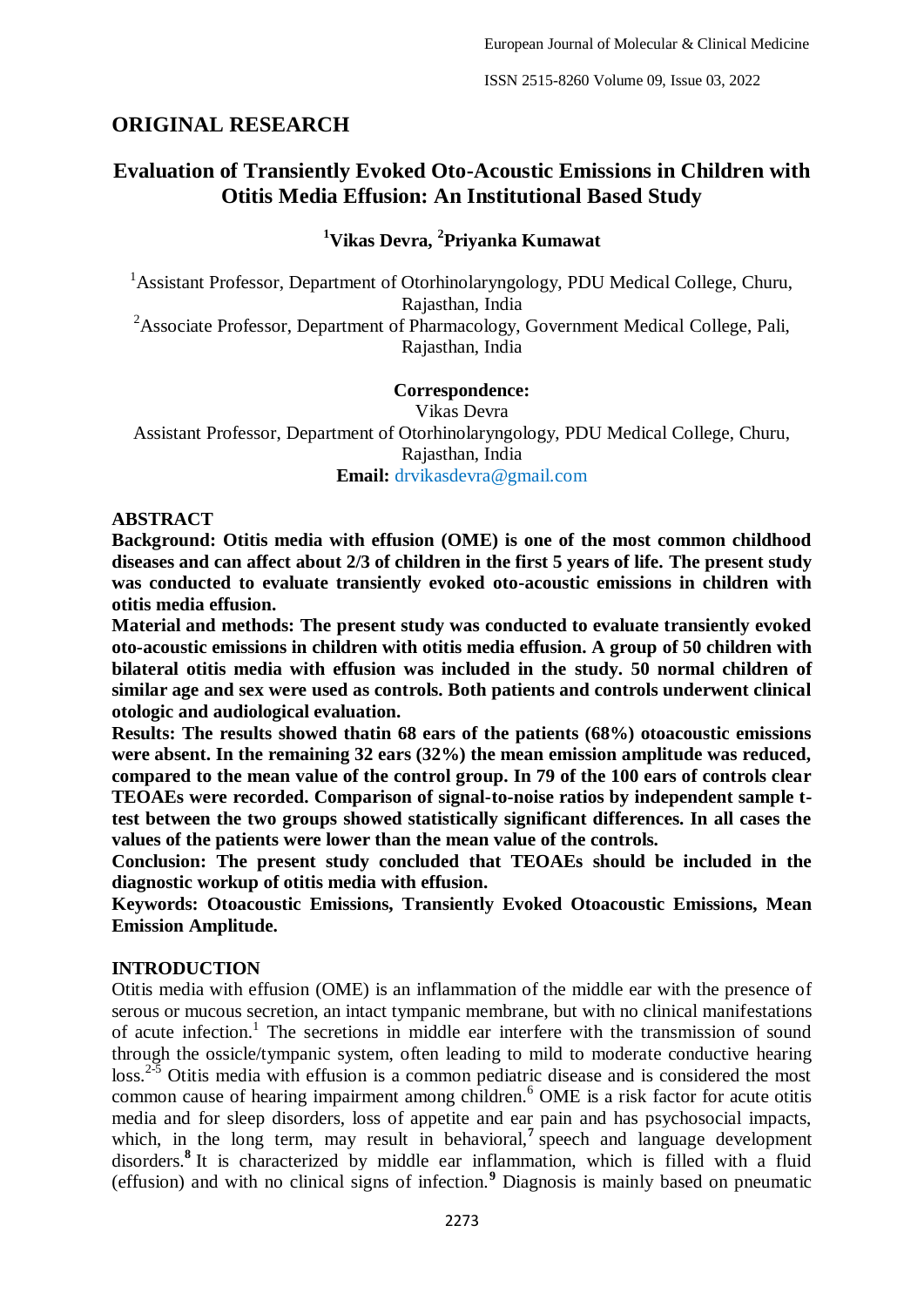## ORIGINAL RESEARCH

# Evaluation of Transiently Evoked Oto-Acoustic Emissions in Children with Otitis Media Effusion: An Institutional Based Study

**[1]Vikas Devra, [2]Priyanka Kumawat**

[1]Assistant Professor, Department of Otorhinolaryngology, PDU Medical College, Churu, Rajasthan, India

[2]Associate Professor, Department of Pharmacology, Government Medical College, Pali, Rajasthan, India

**Correspondence:**
Vikas Devra
Assistant Professor, Department of Otorhinolaryngology, PDU Medical College, Churu, Rajasthan, India
**Email:** drvikasdevra@gmail.com

### ABSTRACT

**Background: Otitis media with effusion (OME) is one of the most common childhood diseases and can affect about 2/3 of children in the first 5 years of life. The present study was conducted to evaluate transiently evoked oto-acoustic emissions in children with otitis media effusion.**

**Material and methods: The present study was conducted to evaluate transiently evoked oto-acoustic emissions in children with otitis media effusion. A group of 50 children with bilateral otitis media with effusion was included in the study. 50 normal children of similar age and sex were used as controls. Both patients and controls underwent clinical otologic and audiological evaluation.**

**Results: The results showed thatin 68 ears of the patients (68%) otoacoustic emissions were absent. In the remaining 32 ears (32%) the mean emission amplitude was reduced, compared to the mean value of the control group. In 79 of the 100 ears of controls clear TEOAEs were recorded. Comparison of signal-to-noise ratios by independent sample t-test between the two groups showed statistically significant differences. In all cases the values of the patients were lower than the mean value of the controls.**

**Conclusion: The present study concluded that TEOAEs should be included in the diagnostic workup of otitis media with effusion.**

**Keywords: Otoacoustic Emissions, Transiently Evoked Otoacoustic Emissions, Mean Emission Amplitude.**

### INTRODUCTION

Otitis media with effusion (OME) is an inflammation of the middle ear with the presence of serous or mucous secretion, an intact tympanic membrane, but with no clinical manifestations of acute infection.[1] The secretions in middle ear interfere with the transmission of sound through the ossicle/tympanic system, often leading to mild to moderate conductive hearing loss.[2-5] Otitis media with effusion is a common pediatric disease and is considered the most common cause of hearing impairment among children.[6] OME is a risk factor for acute otitis media and for sleep disorders, loss of appetite and ear pain and has psychosocial impacts, which, in the long term, may result in behavioral,[7] speech and language development disorders.[8] It is characterized by middle ear inflammation, which is filled with a fluid (effusion) and with no clinical signs of infection.[9] Diagnosis is mainly based on pneumatic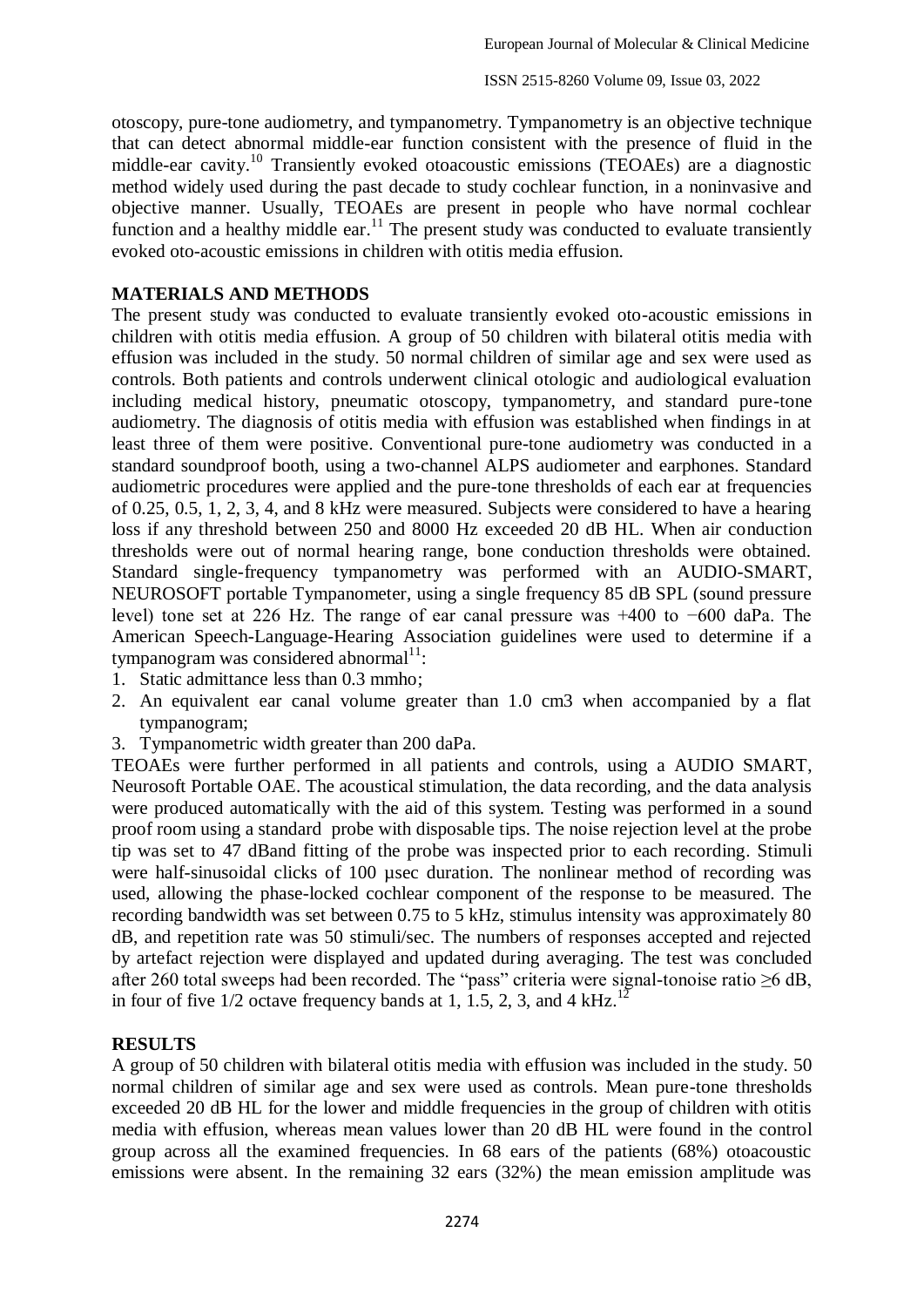otoscopy, pure-tone audiometry, and tympanometry. Tympanometry is an objective technique that can detect abnormal middle-ear function consistent with the presence of fluid in the middle-ear cavity.[10] Transiently evoked otoacoustic emissions (TEOAEs) are a diagnostic method widely used during the past decade to study cochlear function, in a noninvasive and objective manner. Usually, TEOAEs are present in people who have normal cochlear function and a healthy middle ear.[11] The present study was conducted to evaluate transiently evoked oto-acoustic emissions in children with otitis media effusion.

## MATERIALS AND METHODS

The present study was conducted to evaluate transiently evoked oto-acoustic emissions in children with otitis media effusion. A group of 50 children with bilateral otitis media with effusion was included in the study. 50 normal children of similar age and sex were used as controls. Both patients and controls underwent clinical otologic and audiological evaluation including medical history, pneumatic otoscopy, tympanometry, and standard pure-tone audiometry. The diagnosis of otitis media with effusion was established when findings in at least three of them were positive. Conventional pure-tone audiometry was conducted in a standard soundproof booth, using a two-channel ALPS audiometer and earphones. Standard audiometric procedures were applied and the pure-tone thresholds of each ear at frequencies of 0.25, 0.5, 1, 2, 3, 4, and 8 kHz were measured. Subjects were considered to have a hearing loss if any threshold between 250 and 8000 Hz exceeded 20 dB HL. When air conduction thresholds were out of normal hearing range, bone conduction thresholds were obtained. Standard single-frequency tympanometry was performed with an AUDIO-SMART, NEUROSOFT portable Tympanometer, using a single frequency 85 dB SPL (sound pressure level) tone set at 226 Hz. The range of ear canal pressure was +400 to −600 daPa. The American Speech-Language-Hearing Association guidelines were used to determine if a tympanogram was considered abnormal[11]:

1. Static admittance less than 0.3 mmho;
2. An equivalent ear canal volume greater than 1.0 cm3 when accompanied by a flat tympanogram;
3. Tympanometric width greater than 200 daPa.

TEOAEs were further performed in all patients and controls, using a AUDIO SMART, Neurosoft Portable OAE. The acoustical stimulation, the data recording, and the data analysis were produced automatically with the aid of this system. Testing was performed in a sound proof room using a standard probe with disposable tips. The noise rejection level at the probe tip was set to 47 dBand fitting of the probe was inspected prior to each recording. Stimuli were half-sinusoidal clicks of 100 μsec duration. The nonlinear method of recording was used, allowing the phase-locked cochlear component of the response to be measured. The recording bandwidth was set between 0.75 to 5 kHz, stimulus intensity was approximately 80 dB, and repetition rate was 50 stimuli/sec. The numbers of responses accepted and rejected by artefact rejection were displayed and updated during averaging. The test was concluded after 260 total sweeps had been recorded. The "pass" criteria were signal-tonoise ratio ≥6 dB, in four of five 1/2 octave frequency bands at 1, 1.5, 2, 3, and 4 kHz.[12]

## RESULTS

A group of 50 children with bilateral otitis media with effusion was included in the study. 50 normal children of similar age and sex were used as controls. Mean pure-tone thresholds exceeded 20 dB HL for the lower and middle frequencies in the group of children with otitis media with effusion, whereas mean values lower than 20 dB HL were found in the control group across all the examined frequencies. In 68 ears of the patients (68%) otoacoustic emissions were absent. In the remaining 32 ears (32%) the mean emission amplitude was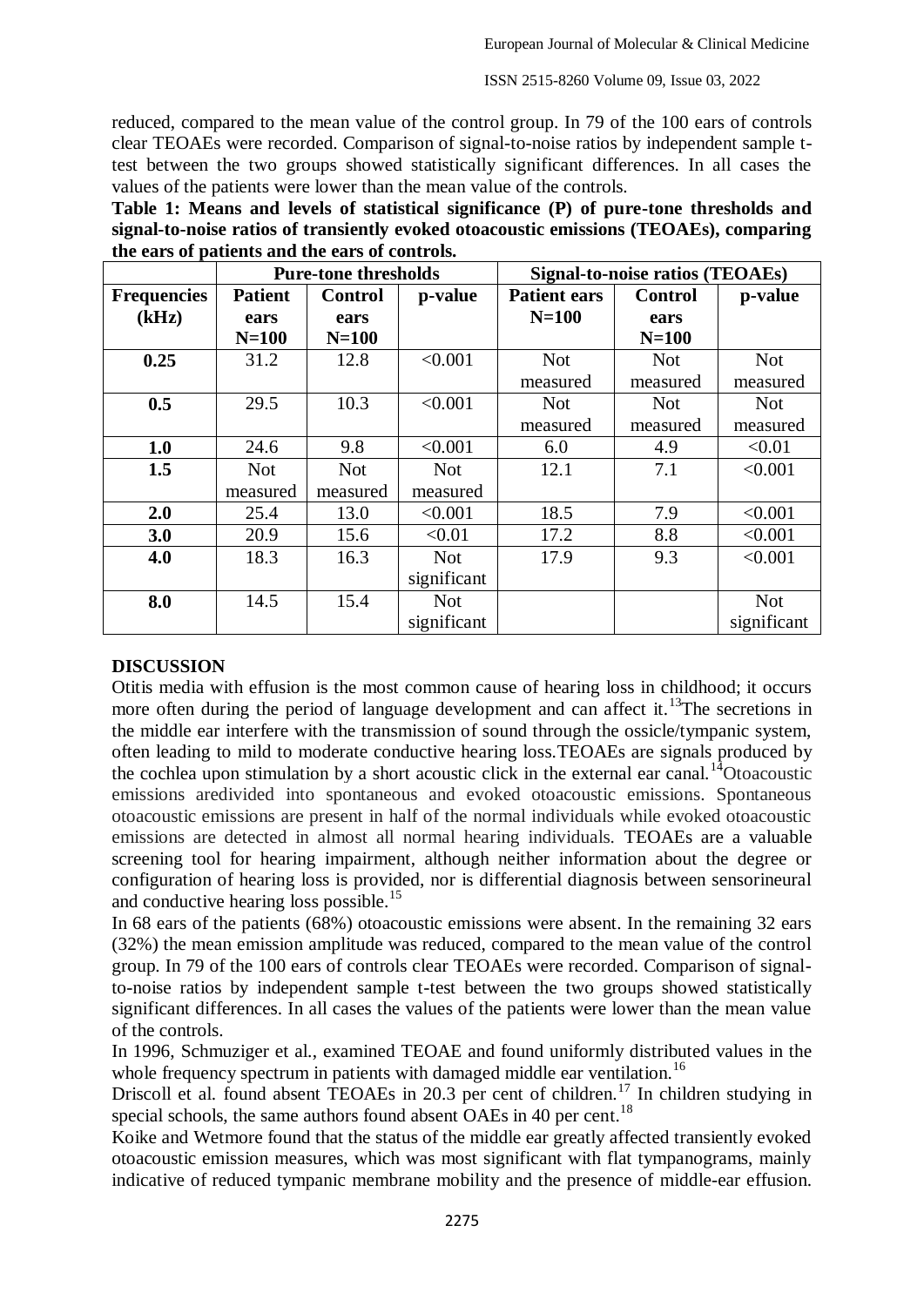reduced, compared to the mean value of the control group. In 79 of the 100 ears of controls clear TEOAEs were recorded. Comparison of signal-to-noise ratios by independent sample t-test between the two groups showed statistically significant differences. In all cases the values of the patients were lower than the mean value of the controls.

**Table 1: Means and levels of statistical significance (P) of pure-tone thresholds and signal-to-noise ratios of transiently evoked otoacoustic emissions (TEOAEs), comparing the ears of patients and the ears of controls.**

| | Pure-tone thresholds | | | Signal-to-noise ratios (TEOAEs) | | |
|---|---|---|---|---|---|---|
| **Frequencies (kHz)** | **Patient ears N=100** | **Control ears N=100** | **p-value** | **Patient ears N=100** | **Control ears N=100** | **p-value** |
| **0.25** | 31.2 | 12.8 | <0.001 | Not measured | Not measured | Not measured |
| **0.5** | 29.5 | 10.3 | <0.001 | Not measured | Not measured | Not measured |
| **1.0** | 24.6 | 9.8 | <0.001 | 6.0 | 4.9 | <0.01 |
| **1.5** | Not measured | Not measured | Not measured | 12.1 | 7.1 | <0.001 |
| **2.0** | 25.4 | 13.0 | <0.001 | 18.5 | 7.9 | <0.001 |
| **3.0** | 20.9 | 15.6 | <0.01 | 17.2 | 8.8 | <0.001 |
| **4.0** | 18.3 | 16.3 | Not significant | 17.9 | 9.3 | <0.001 |
| **8.0** | 14.5 | 15.4 | Not significant | | | Not significant |

## DISCUSSION

Otitis media with effusion is the most common cause of hearing loss in childhood; it occurs more often during the period of language development and can affect it.[13] The secretions in the middle ear interfere with the transmission of sound through the ossicle/tympanic system, often leading to mild to moderate conductive hearing loss. TEOAEs are signals produced by the cochlea upon stimulation by a short acoustic click in the external ear canal.[14] Otoacoustic emissions aredivided into spontaneous and evoked otoacoustic emissions. Spontaneous otoacoustic emissions are present in half of the normal individuals while evoked otoacoustic emissions are detected in almost all normal hearing individuals. TEOAEs are a valuable screening tool for hearing impairment, although neither information about the degree or configuration of hearing loss is provided, nor is differential diagnosis between sensorineural and conductive hearing loss possible.[15]

In 68 ears of the patients (68%) otoacoustic emissions were absent. In the remaining 32 ears (32%) the mean emission amplitude was reduced, compared to the mean value of the control group. In 79 of the 100 ears of controls clear TEOAEs were recorded. Comparison of signal-to-noise ratios by independent sample t-test between the two groups showed statistically significant differences. In all cases the values of the patients were lower than the mean value of the controls.

In 1996, Schmuziger et al., examined TEOAE and found uniformly distributed values in the whole frequency spectrum in patients with damaged middle ear ventilation.[16]

Driscoll et al. found absent TEOAEs in 20.3 per cent of children.[17] In children studying in special schools, the same authors found absent OAEs in 40 per cent.[18]

Koike and Wetmore found that the status of the middle ear greatly affected transiently evoked otoacoustic emission measures, which was most significant with flat tympanograms, mainly indicative of reduced tympanic membrane mobility and the presence of middle-ear effusion.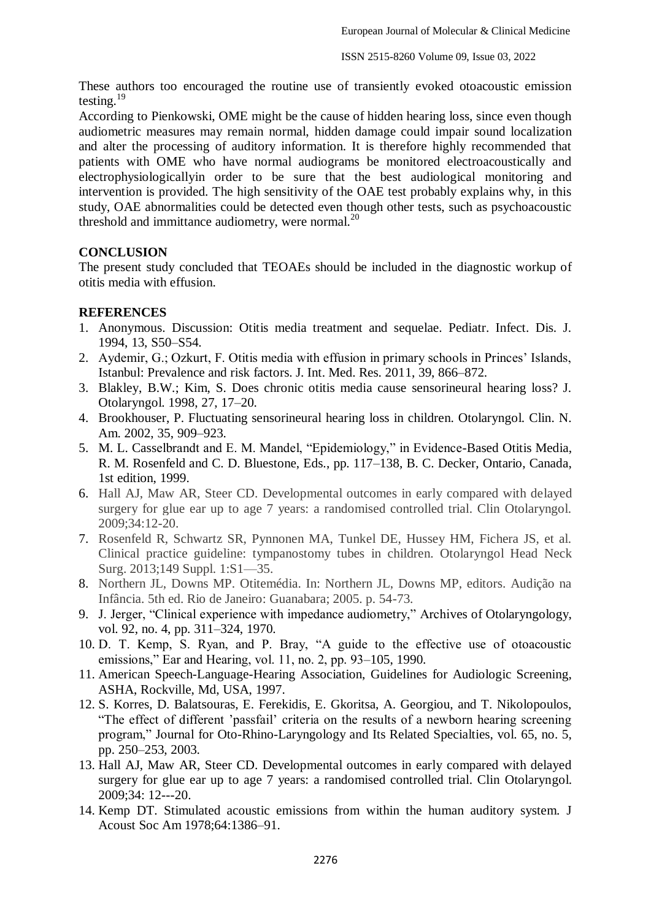These authors too encouraged the routine use of transiently evoked otoacoustic emission testing.[19]

According to Pienkowski, OME might be the cause of hidden hearing loss, since even though audiometric measures may remain normal, hidden damage could impair sound localization and alter the processing of auditory information. It is therefore highly recommended that patients with OME who have normal audiograms be monitored electroacoustically and electrophysiologicallyin order to be sure that the best audiological monitoring and intervention is provided. The high sensitivity of the OAE test probably explains why, in this study, OAE abnormalities could be detected even though other tests, such as psychoacoustic threshold and immittance audiometry, were normal.[20]

## CONCLUSION

The present study concluded that TEOAEs should be included in the diagnostic workup of otitis media with effusion.

## REFERENCES

1. Anonymous. Discussion: Otitis media treatment and sequelae. Pediatr. Infect. Dis. J. 1994, 13, S50–S54.
2. Aydemir, G.; Ozkurt, F. Otitis media with effusion in primary schools in Princes' Islands, Istanbul: Prevalence and risk factors. J. Int. Med. Res. 2011, 39, 866–872.
3. Blakley, B.W.; Kim, S. Does chronic otitis media cause sensorineural hearing loss? J. Otolaryngol. 1998, 27, 17–20.
4. Brookhouser, P. Fluctuating sensorineural hearing loss in children. Otolaryngol. Clin. N. Am. 2002, 35, 909–923.
5. M. L. Casselbrandt and E. M. Mandel, "Epidemiology," in Evidence-Based Otitis Media, R. M. Rosenfeld and C. D. Bluestone, Eds., pp. 117–138, B. C. Decker, Ontario, Canada, 1st edition, 1999.
6. Hall AJ, Maw AR, Steer CD. Developmental outcomes in early compared with delayed surgery for glue ear up to age 7 years: a randomised controlled trial. Clin Otolaryngol. 2009;34:12-20.
7. Rosenfeld R, Schwartz SR, Pynnonen MA, Tunkel DE, Hussey HM, Fichera JS, et al. Clinical practice guideline: tympanostomy tubes in children. Otolaryngol Head Neck Surg. 2013;149 Suppl. 1:S1—35.
8. Northern JL, Downs MP. Otitemédia. In: Northern JL, Downs MP, editors. Audição na Infância. 5th ed. Rio de Janeiro: Guanabara; 2005. p. 54-73.
9. J. Jerger, "Clinical experience with impedance audiometry," Archives of Otolaryngology, vol. 92, no. 4, pp. 311–324, 1970.
10. D. T. Kemp, S. Ryan, and P. Bray, "A guide to the effective use of otoacoustic emissions," Ear and Hearing, vol. 11, no. 2, pp. 93–105, 1990.
11. American Speech-Language-Hearing Association, Guidelines for Audiologic Screening, ASHA, Rockville, Md, USA, 1997.
12. S. Korres, D. Balatsouras, E. Ferekidis, E. Gkoritsa, A. Georgiou, and T. Nikolopoulos, "The effect of different 'passfail' criteria on the results of a newborn hearing screening program," Journal for Oto-Rhino-Laryngology and Its Related Specialties, vol. 65, no. 5, pp. 250–253, 2003.
13. Hall AJ, Maw AR, Steer CD. Developmental outcomes in early compared with delayed surgery for glue ear up to age 7 years: a randomised controlled trial. Clin Otolaryngol. 2009;34: 12---20.
14. Kemp DT. Stimulated acoustic emissions from within the human auditory system. J Acoust Soc Am 1978;64:1386–91.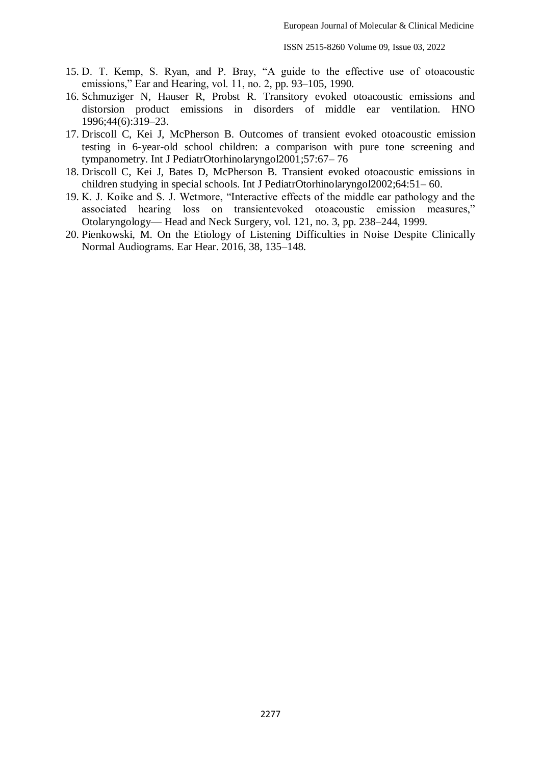15. D. T. Kemp, S. Ryan, and P. Bray, "A guide to the effective use of otoacoustic emissions," Ear and Hearing, vol. 11, no. 2, pp. 93–105, 1990.
16. Schmuziger N, Hauser R, Probst R. Transitory evoked otoacoustic emissions and distorsion product emissions in disorders of middle ear ventilation. HNO 1996;44(6):319–23.
17. Driscoll C, Kei J, McPherson B. Outcomes of transient evoked otoacoustic emission testing in 6-year-old school children: a comparison with pure tone screening and tympanometry. Int J PediatrOtorhinolaryngol2001;57:67– 76
18. Driscoll C, Kei J, Bates D, McPherson B. Transient evoked otoacoustic emissions in children studying in special schools. Int J PediatrOtorhinolaryngol2002;64:51– 60.
19. K. J. Koike and S. J. Wetmore, "Interactive effects of the middle ear pathology and the associated hearing loss on transientevoked otoacoustic emission measures," Otolaryngology— Head and Neck Surgery, vol. 121, no. 3, pp. 238–244, 1999.
20. Pienkowski, M. On the Etiology of Listening Difficulties in Noise Despite Clinically Normal Audiograms. Ear Hear. 2016, 38, 135–148.